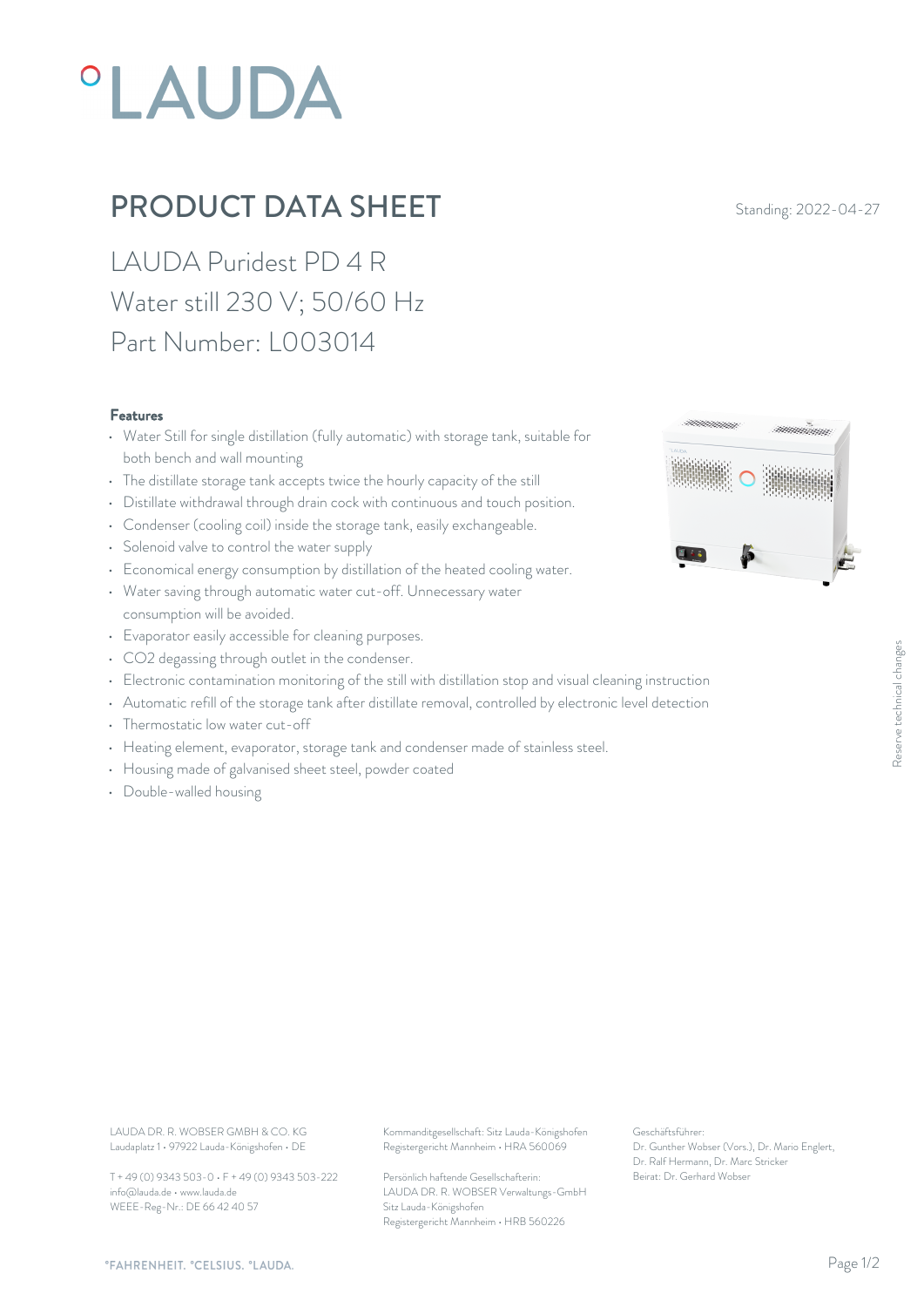# PRODUCT DATA SHEET

Standing: 2022-04-27

LAUDA Puridest PD 4 R
Water still 230 V; 50/60 Hz
Part Number: L003014

### Features

- Water Still for single distillation (fully automatic) with storage tank, suitable for both bench and wall mounting
- The distillate storage tank accepts twice the hourly capacity of the still
- Distillate withdrawal through drain cock with continuous and touch position.
- Condenser (cooling coil) inside the storage tank, easily exchangeable.
- Solenoid valve to control the water supply
- Economical energy consumption by distillation of the heated cooling water.
- Water saving through automatic water cut-off. Unnecessary water consumption will be avoided.
- Evaporator easily accessible for cleaning purposes.
- $CO_2$ degassing through outlet in the condenser.
- Electronic contamination monitoring of the still with distillation stop and visual cleaning instruction
- Automatic refill of the storage tank after distillate removal, controlled by electronic level detection
- Thermostatic low water cut-off
- Heating element, evaporator, storage tank and condenser made of stainless steel.
- Housing made of galvanised sheet steel, powder coated
- Double-walled housing

Reserve technical changes

LAUDA DR. R. WOBSER GMBH & CO. KG
Laudaplatz 1 • 97922 Lauda-Königshofen • DE

T + 49 (0) 9343 503-0 • F + 49 (0) 9343 503-222
info@lauda.de • www.lauda.de
WEEE-Reg-Nr.: DE 66 42 40 57

Kommanditgesellschaft: Sitz Lauda-Königshofen
Registergericht Mannheim • HRA 560069

Persönlich haftende Gesellschafterin:
LAUDA DR. R. WOBSER Verwaltungs-GmbH
Sitz Lauda-Königshofen
Registergericht Mannheim • HRB 560226

Geschäftsführer:
Dr. Gunther Wobser (Vors.), Dr. Mario Englert, Dr. Ralf Hermann, Dr. Marc Stricker
Beirat: Dr. Gerhard Wobser

°FAHRENHEIT. °CELSIUS. °LAUDA.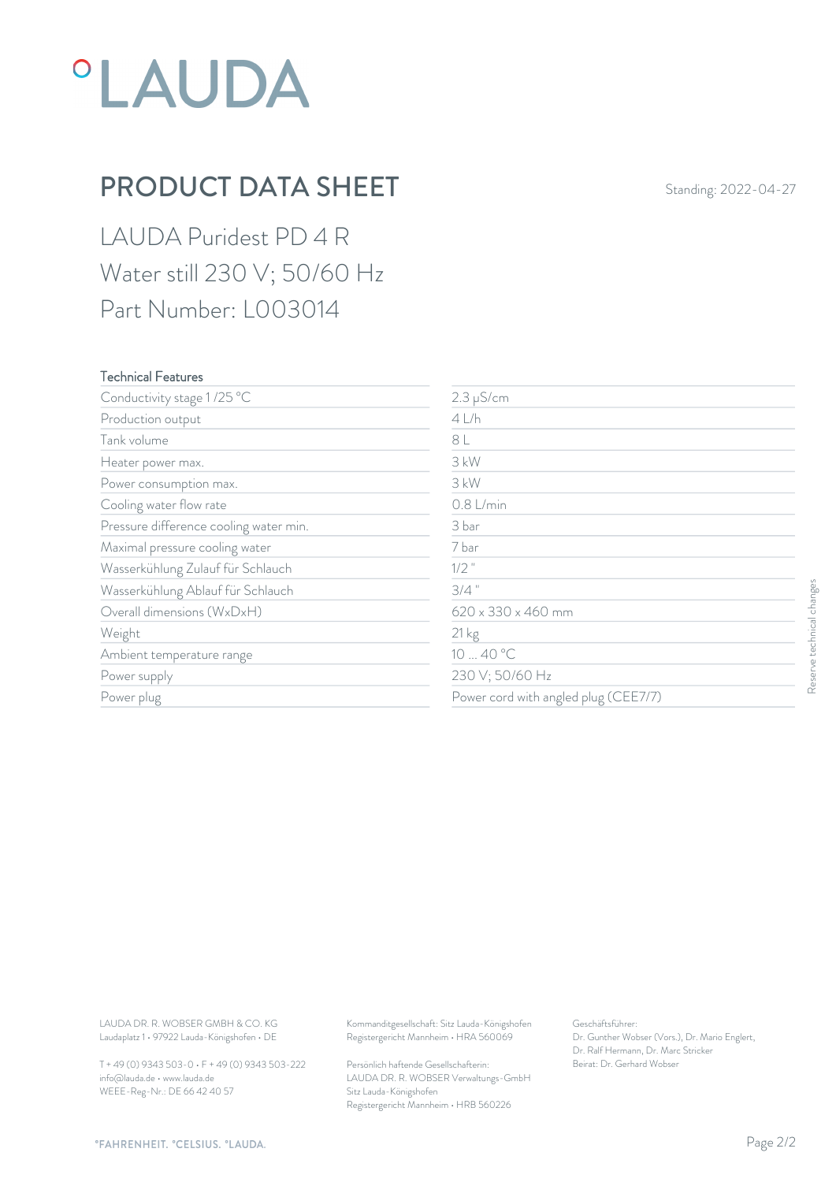# °LAUDA

## PRODUCT DATA SHEET

Standing: 2022-04-27

LAUDA Puridest PD 4 R
Water still 230 V; 50/60 Hz
Part Number: L003014

| Technical Features | |
|---|---|
| Conductivity stage 1 /25 °C | 2.3 µS/cm |
| Production output | 4 L/h |
| Tank volume | 8 L |
| Heater power max. | 3 kW |
| Power consumption max. | 3 kW |
| Cooling water flow rate | 0.8 L/min |
| Pressure difference cooling water min. | 3 bar |
| Maximal pressure cooling water | 7 bar |
| Wasserkühlung Zulauf für Schlauch | 1/2 " |
| Wasserkühlung Ablauf für Schlauch | 3/4 " |
| Overall dimensions (WxDxH) | 620 x 330 x 460 mm |
| Weight | 21 kg |
| Ambient temperature range | 10 ... 40 °C |
| Power supply | 230 V; 50/60 Hz |
| Power plug | Power cord with angled plug (CEE7/7) |

Reserve technical changes

LAUDA DR. R. WOBSER GMBH & CO. KG
Laudaplatz 1 • 97922 Lauda-Königshofen • DE

T + 49 (0) 9343 503-0 • F + 49 (0) 9343 503-222
info@lauda.de • www.lauda.de
WEEE-Reg-Nr.: DE 66 42 40 57

Kommanditgesellschaft: Sitz Lauda-Königshofen
Registergericht Mannheim • HRA 560069

Persönlich haftende Gesellschafterin:
LAUDA DR. R. WOBSER Verwaltungs-GmbH
Sitz Lauda-Königshofen
Registergericht Mannheim • HRB 560226

Geschäftsführer:
Dr. Gunther Wobser (Vors.), Dr. Mario Englert, Dr. Ralf Hermann, Dr. Marc Stricker
Beirat: Dr. Gerhard Wobser

°FAHRENHEIT. °CELSIUS. °LAUDA.